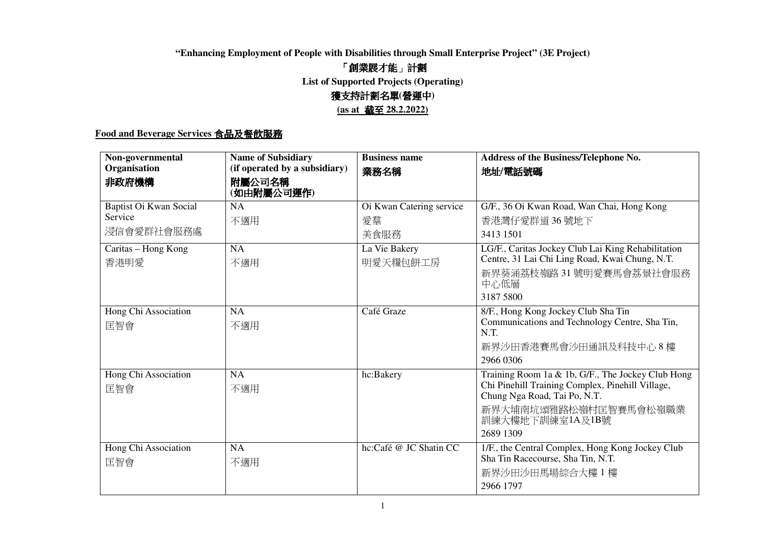**"Enhancing Employment of People with Disabilities through Small Enterprise Project" (3E Project)**

**「創業展才能」計劃**

**List of Supported Projects (Operating)**

**獲支持計劃名單(營運中)**

**(as at 截至 28.2.2022)**

## Food and Beverage Services 食品及餐飲服務

| Non-governmental Organisation<br>非政府機構 | Name of Subsidiary (if operated by a subsidiary)<br>附屬公司名稱<br>(如由附屬公司運作) | Business name<br>業務名稱 | Address of the Business/Telephone No.<br>地址/電話號碼 |
|---|---|---|---|
| Baptist Oi Kwan Social Service<br>浸信會愛群社會服務處 | NA<br>不適用 | Oi Kwan Catering service<br>愛羣<br>美食服務 | G/F., 36 Oi Kwan Road, Wan Chai, Hong Kong<br>香港灣仔愛群道 36 號地下<br>3413 1501 |
| Caritas – Hong Kong<br>香港明愛 | NA<br>不適用 | La Vie Bakery<br>明愛天糧包餅工房 | LG/F., Caritas Jockey Club Lai King Rehabilitation Centre, 31 Lai Chi Ling Road, Kwai Chung, N.T.<br>新界葵涌荔枝嶺路 31 號明愛賽馬會荔景社會服務中心低層<br>3187 5800 |
| Hong Chi Association<br>匡智會 | NA<br>不適用 | Café Graze | 8/F., Hong Kong Jockey Club Sha Tin Communications and Technology Centre, Sha Tin, N.T.<br>新界沙田香港賽馬會沙田通訊及科技中心 8 樓<br>2966 0306 |
| Hong Chi Association<br>匡智會 | NA<br>不適用 | hc:Bakery | Training Room 1a & 1b, G/F., The Jockey Club Hong Chi Pinehill Training Complex, Pinehill Village, Chung Nga Road, Tai Po, N.T.<br>新界大埔南坑頌雅路松嶺村匡智賽馬會松嶺職業訓練大樓地下訓練室1A及1B號<br>2689 1309 |
| Hong Chi Association<br>匡智會 | NA<br>不適用 | hc:Café @ JC Shatin CC | 1/F., the Central Complex, Hong Kong Jockey Club Sha Tin Racecourse, Sha Tin, N.T.<br>新界沙田沙田馬場綜合大樓 1 樓<br>2966 1797 |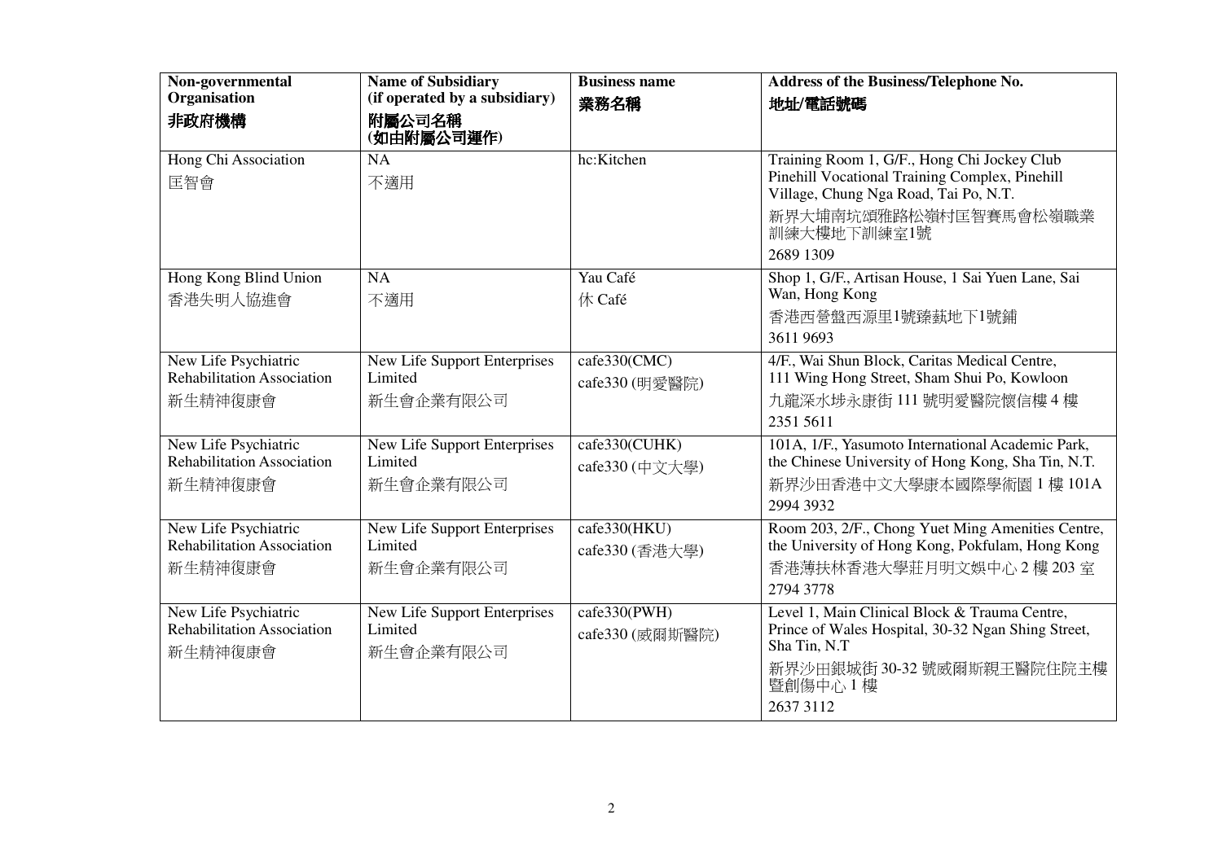| Non-governmental Organisation 非政府機構 | Name of Subsidiary (if operated by a subsidiary) 附屬公司名稱 (如由附屬公司運作) | Business name 業務名稱 | Address of the Business/Telephone No. 地址/電話號碼 |
|---|---|---|---|
| Hong Chi Association 匡智會 | NA 不適用 | hc:Kitchen | Training Room 1, G/F., Hong Chi Jockey Club Pinehill Vocational Training Complex, Pinehill Village, Chung Nga Road, Tai Po, N.T. 新界大埔南坑頌雅路松嶺村匡智賽馬會松嶺職業訓練大樓地下訓練室1號 2689 1309 |
| Hong Kong Blind Union 香港失明人協進會 | NA 不適用 | Yau Café 休 Café | Shop 1, G/F., Artisan House, 1 Sai Yuen Lane, Sai Wan, Hong Kong 香港西營盤西源里1號臻藪地下1號舖 3611 9693 |
| New Life Psychiatric Rehabilitation Association 新生精神復康會 | New Life Support Enterprises Limited 新生會企業有限公司 | cafe330(CMC) cafe330 (明愛醫院) | 4/F., Wai Shun Block, Caritas Medical Centre, 111 Wing Hong Street, Sham Shui Po, Kowloon 九龍深水埗永康街 111 號明愛醫院懷信樓 4 樓 2351 5611 |
| New Life Psychiatric Rehabilitation Association 新生精神復康會 | New Life Support Enterprises Limited 新生會企業有限公司 | cafe330(CUHK) cafe330 (中文大學) | 101A, 1/F., Yasumoto International Academic Park, the Chinese University of Hong Kong, Sha Tin, N.T. 新界沙田香港中文大學康本國際學術園 1 樓 101A 2994 3932 |
| New Life Psychiatric Rehabilitation Association 新生精神復康會 | New Life Support Enterprises Limited 新生會企業有限公司 | cafe330(HKU) cafe330 (香港大學) | Room 203, 2/F., Chong Yuet Ming Amenities Centre, the University of Hong Kong, Pokfulam, Hong Kong 香港薄扶林香港大學莊月明文娛中心 2 樓 203 室 2794 3778 |
| New Life Psychiatric Rehabilitation Association 新生精神復康會 | New Life Support Enterprises Limited 新生會企業有限公司 | cafe330(PWH) cafe330 (威爾斯醫院) | Level 1, Main Clinical Block & Trauma Centre, Prince of Wales Hospital, 30-32 Ngan Shing Street, Sha Tin, N.T 新界沙田銀城街 30-32 號威爾斯親王醫院住院主樓暨創傷中心 1 樓 2637 3112 |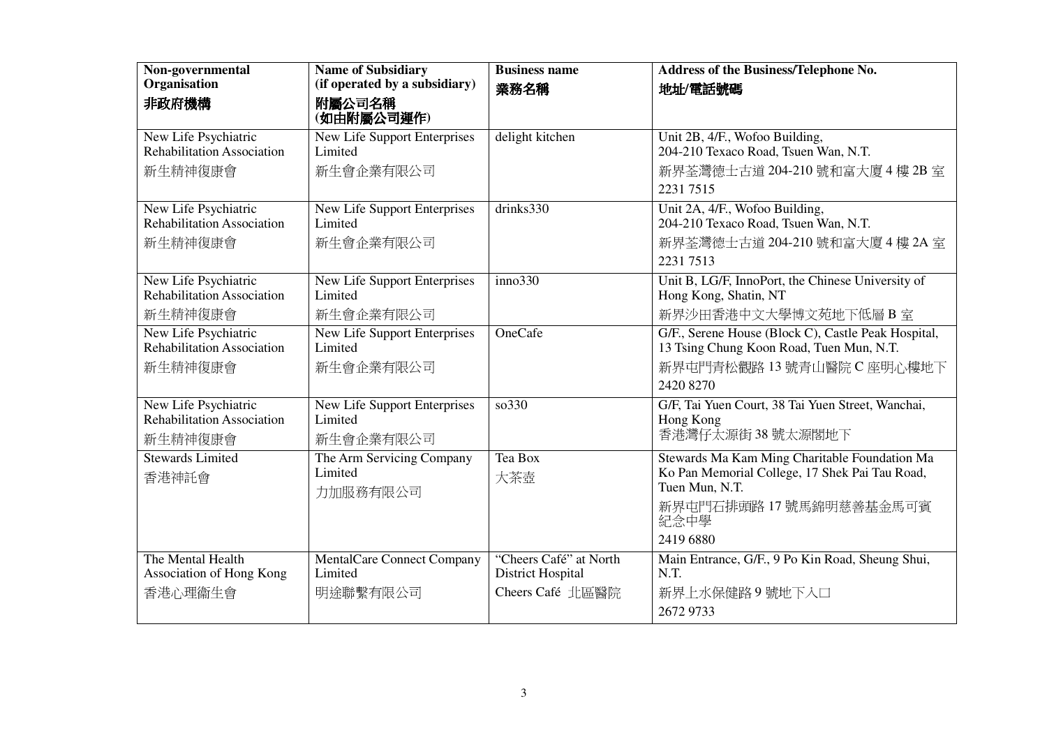| Non-governmental Organisation<br>非政府機構 | Name of Subsidiary (if operated by a subsidiary)<br>附屬公司名稱<br>(如由附屬公司運作) | Business name<br>業務名稱 | Address of the Business/Telephone No.<br>地址/電話號碼 |
|---|---|---|---|
| New Life Psychiatric Rehabilitation Association<br>新生精神復康會 | New Life Support Enterprises Limited<br>新生會企業有限公司 | delight kitchen | Unit 2B, 4/F., Wofoo Building, 204-210 Texaco Road, Tsuen Wan, N.T.<br>新界荃灣德士古道 204-210 號和富大廈 4 樓 2B 室<br>2231 7515 |
| New Life Psychiatric Rehabilitation Association<br>新生精神復康會 | New Life Support Enterprises Limited<br>新生會企業有限公司 | drinks330 | Unit 2A, 4/F., Wofoo Building, 204-210 Texaco Road, Tsuen Wan, N.T.<br>新界荃灣德士古道 204-210 號和富大廈 4 樓 2A 室<br>2231 7513 |
| New Life Psychiatric Rehabilitation Association<br>新生精神復康會 | New Life Support Enterprises Limited<br>新生會企業有限公司 | inno330 | Unit B, LG/F, InnoPort, the Chinese University of Hong Kong, Shatin, NT<br>新界沙田香港中文大學博文苑地下低層 B 室 |
| New Life Psychiatric Rehabilitation Association<br>新生精神復康會 | New Life Support Enterprises Limited<br>新生會企業有限公司 | OneCafe | G/F., Serene House (Block C), Castle Peak Hospital, 13 Tsing Chung Koon Road, Tuen Mun, N.T.<br>新界屯門青松觀路 13 號青山醫院 C 座明心樓地下<br>2420 8270 |
| New Life Psychiatric Rehabilitation Association<br>新生精神復康會 | New Life Support Enterprises Limited<br>新生會企業有限公司 | so330 | G/F, Tai Yuen Court, 38 Tai Yuen Street, Wanchai, Hong Kong<br>香港灣仔太源街 38 號太源閣地下 |
| Stewards Limited<br>香港神託會 | The Arm Servicing Company Limited<br>力加服務有限公司 | Tea Box<br>大茶壺 | Stewards Ma Kam Ming Charitable Foundation Ma Ko Pan Memorial College, 17 Shek Pai Tau Road, Tuen Mun, N.T.<br>新界屯門石排頭路 17 號馬錦明慈善基金馬可賓紀念中學<br>2419 6880 |
| The Mental Health Association of Hong Kong<br>香港心理衞生會 | MentalCare Connect Company Limited<br>明途聯繫有限公司 | "Cheers Café" at North District Hospital<br>Cheers Café 北區醫院 | Main Entrance, G/F., 9 Po Kin Road, Sheung Shui, N.T.<br>新界上水保健路 9 號地下入口<br>2672 9733 |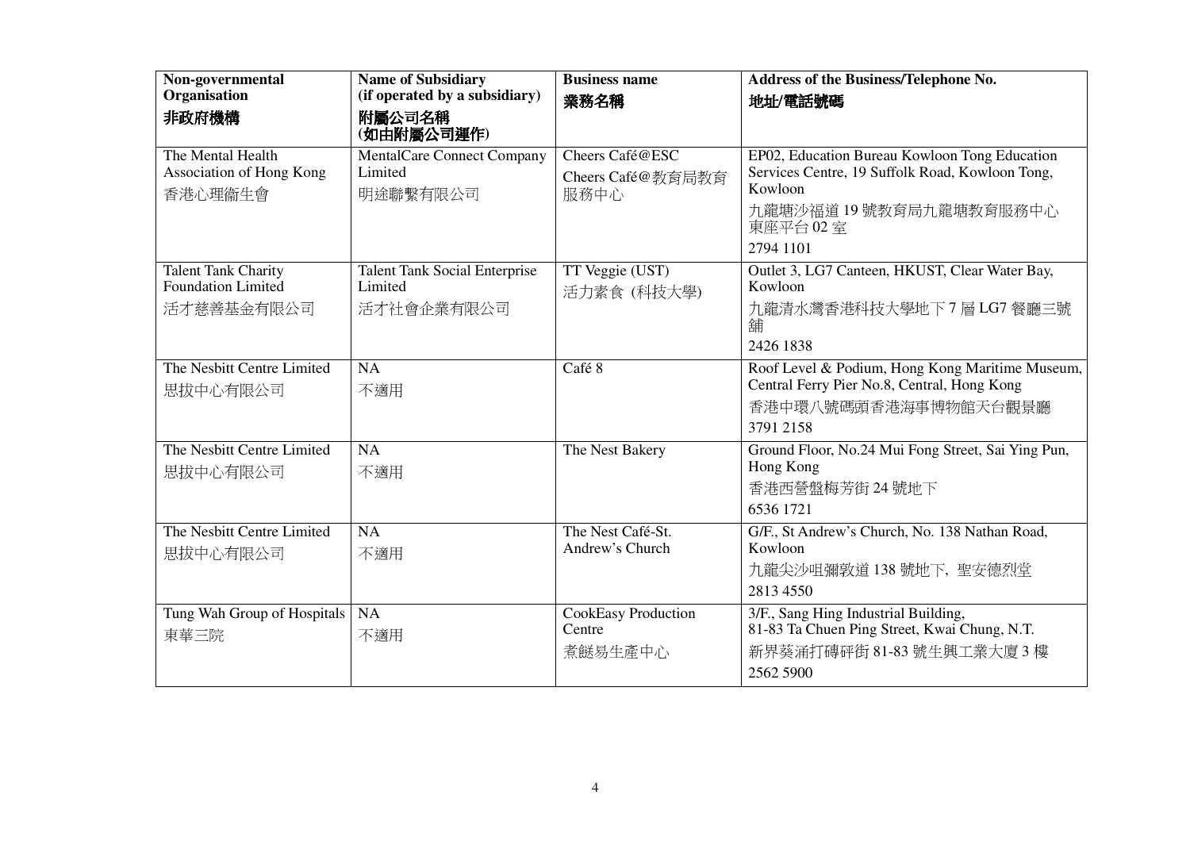| Non-governmental Organisation<br>非政府機構 | Name of Subsidiary (if operated by a subsidiary)<br>附屬公司名稱<br>(如由附屬公司運作) | Business name<br>業務名稱 | Address of the Business/Telephone No.<br>地址/電話號碼 |
|---|---|---|---|
| The Mental Health Association of Hong Kong<br>香港心理衞生會 | MentalCare Connect Company Limited<br>明途聯繫有限公司 | Cheers Café@ESC<br>Cheers Café@教育局教育服務中心 | EP02, Education Bureau Kowloon Tong Education Services Centre, 19 Suffolk Road, Kowloon Tong, Kowloon<br>九龍塘沙福道 19 號教育局九龍塘教育服務中心東座平台 02 室<br>2794 1101 |
| Talent Tank Charity Foundation Limited<br>活才慈善基金有限公司 | Talent Tank Social Enterprise Limited<br>活才社會企業有限公司 | TT Veggie (UST)<br>活力素食 (科技大學) | Outlet 3, LG7 Canteen, HKUST, Clear Water Bay, Kowloon<br>九龍清水灣香港科技大學地下 7 層 LG7 餐廳三號舖<br>2426 1838 |
| The Nesbitt Centre Limited<br>思拔中心有限公司 | NA<br>不適用 | Café 8 | Roof Level & Podium, Hong Kong Maritime Museum, Central Ferry Pier No.8, Central, Hong Kong<br>香港中環八號碼頭香港海事博物館天台觀景廳<br>3791 2158 |
| The Nesbitt Centre Limited<br>思拔中心有限公司 | NA<br>不適用 | The Nest Bakery | Ground Floor, No.24 Mui Fong Street, Sai Ying Pun, Hong Kong<br>香港西營盤梅芳街 24 號地下<br>6536 1721 |
| The Nesbitt Centre Limited<br>思拔中心有限公司 | NA<br>不適用 | The Nest Café-St. Andrew's Church | G/F., St Andrew's Church, No. 138 Nathan Road, Kowloon<br>九龍尖沙咀彌敦道 138 號地下, 聖安德烈堂<br>2813 4550 |
| Tung Wah Group of Hospitals<br>東華三院 | NA<br>不適用 | CookEasy Production Centre<br>煮餸易生產中心 | 3/F., Sang Hing Industrial Building, 81-83 Ta Chuen Ping Street, Kwai Chung, N.T.<br>新界葵涌打磚砰街 81-83 號生興工業大廈 3 樓<br>2562 5900 |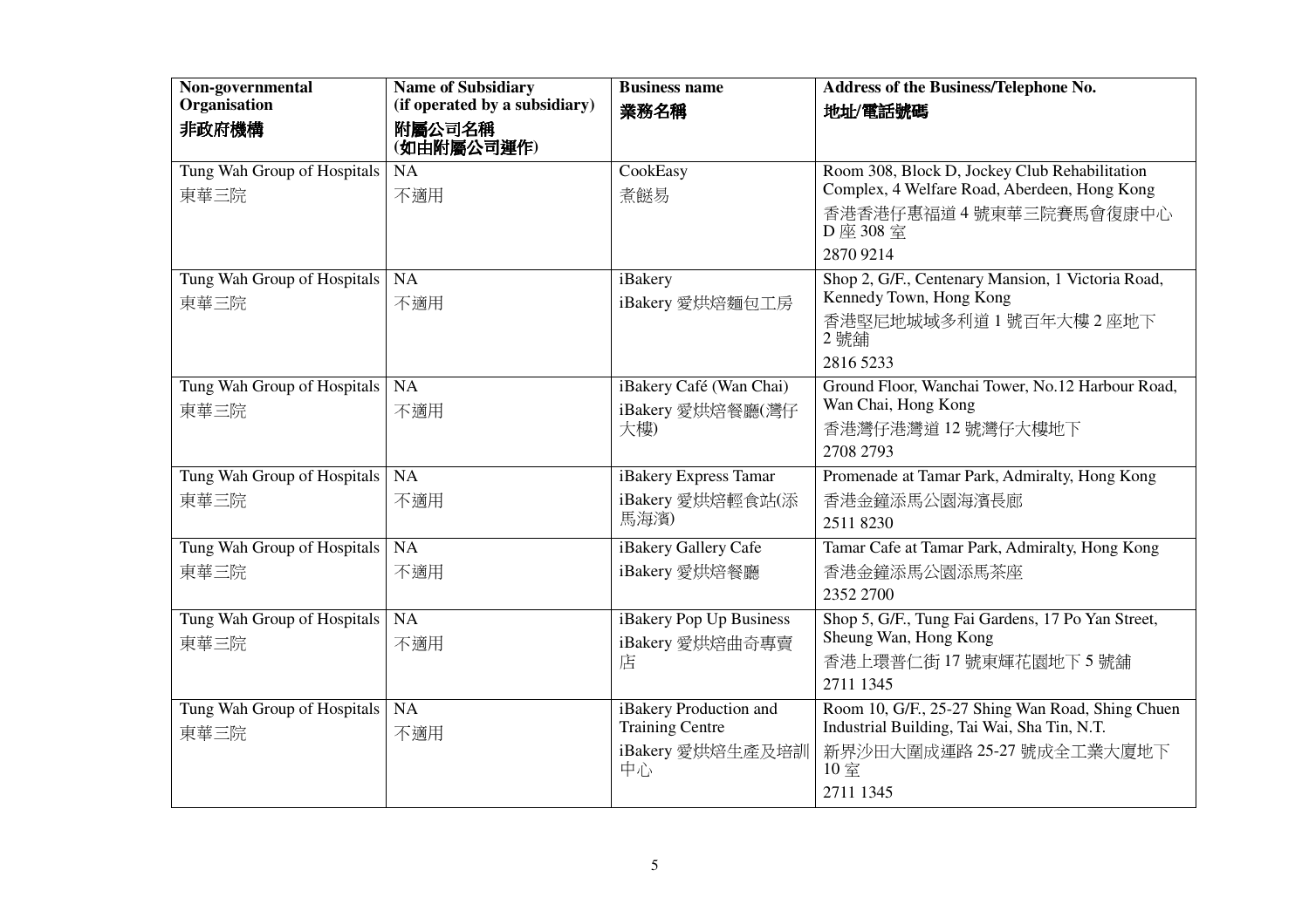| Non-governmental Organisation 非政府機構 | Name of Subsidiary (if operated by a subsidiary) 附屬公司名稱 (如由附屬公司運作) | Business name 業務名稱 | Address of the Business/Telephone No. 地址/電話號碼 |
|---|---|---|---|
| Tung Wah Group of Hospitals 東華三院 | NA 不適用 | CookEasy 煮餸易 | Room 308, Block D, Jockey Club Rehabilitation Complex, 4 Welfare Road, Aberdeen, Hong Kong 香港香港仔惠福道 4 號東華三院賽馬會復康中心 D 座 308 室 2870 9214 |
| Tung Wah Group of Hospitals 東華三院 | NA 不適用 | iBakery iBakery 愛烘焙麵包工房 | Shop 2, G/F., Centenary Mansion, 1 Victoria Road, Kennedy Town, Hong Kong 香港堅尼地城域多利道 1 號百年大樓 2 座地下 2 號舖 2816 5233 |
| Tung Wah Group of Hospitals 東華三院 | NA 不適用 | iBakery Café (Wan Chai) iBakery 愛烘焙餐廳(灣仔大樓) | Ground Floor, Wanchai Tower, No.12 Harbour Road, Wan Chai, Hong Kong 香港灣仔港灣道 12 號灣仔大樓地下 2708 2793 |
| Tung Wah Group of Hospitals 東華三院 | NA 不適用 | iBakery Express Tamar iBakery 愛烘焙輕食站(添馬海濱) | Promenade at Tamar Park, Admiralty, Hong Kong 香港金鐘添馬公園海濱長廊 2511 8230 |
| Tung Wah Group of Hospitals 東華三院 | NA 不適用 | iBakery Gallery Cafe iBakery 愛烘焙餐廳 | Tamar Cafe at Tamar Park, Admiralty, Hong Kong 香港金鐘添馬公園添馬茶座 2352 2700 |
| Tung Wah Group of Hospitals 東華三院 | NA 不適用 | iBakery Pop Up Business iBakery 愛烘焙曲奇專賣店 | Shop 5, G/F., Tung Fai Gardens, 17 Po Yan Street, Sheung Wan, Hong Kong 香港上環普仁街 17 號東輝花園地下 5 號舖 2711 1345 |
| Tung Wah Group of Hospitals 東華三院 | NA 不適用 | iBakery Production and Training Centre iBakery 愛烘焙生產及培訓中心 | Room 10, G/F., 25-27 Shing Wan Road, Shing Chuen Industrial Building, Tai Wai, Sha Tin, N.T. 新界沙田大圍成運路 25-27 號成全工業大廈地下 10 室 2711 1345 |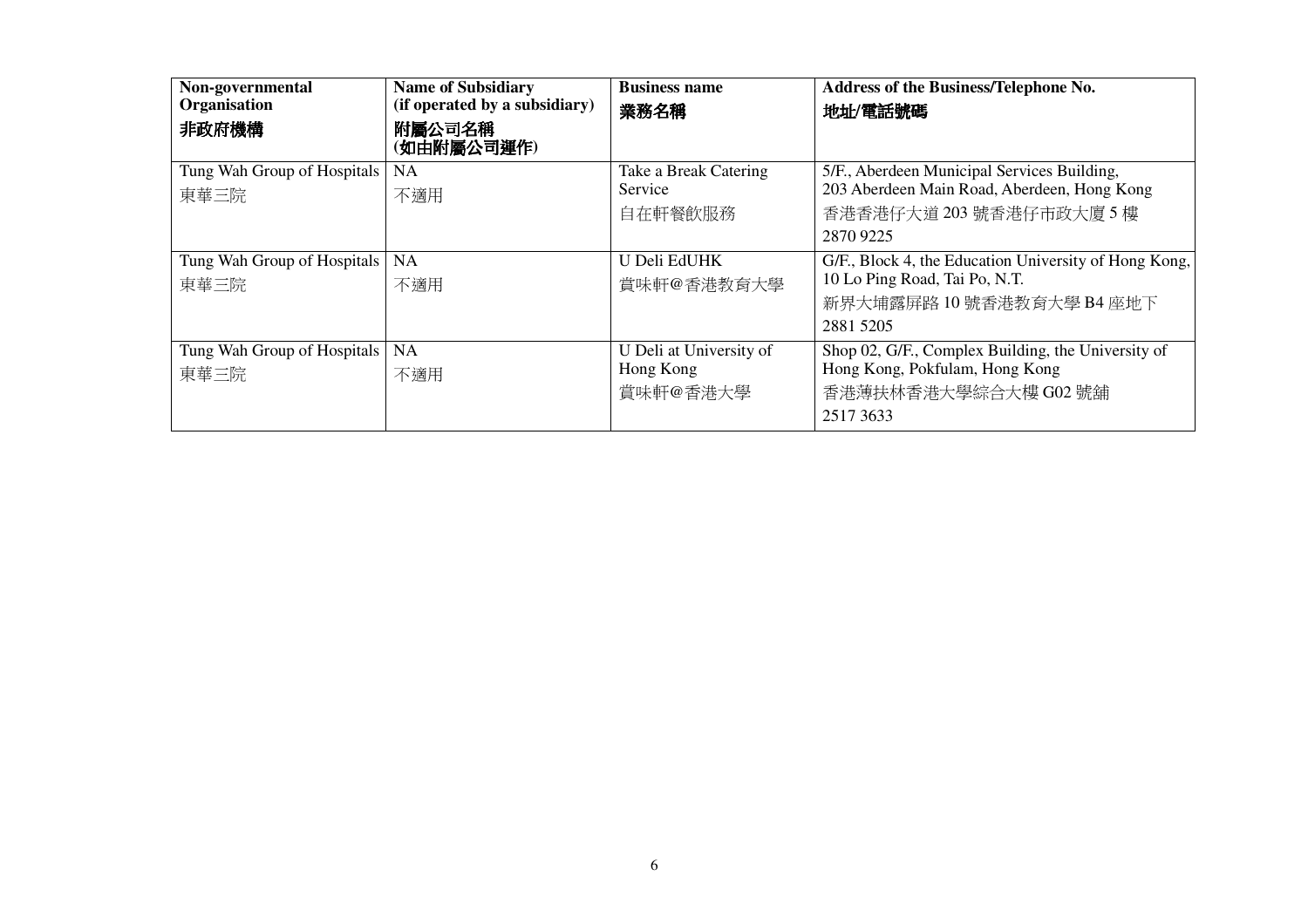| Non-governmental Organisation 非政府機構 | Name of Subsidiary (if operated by a subsidiary) 附屬公司名稱 (如由附屬公司運作) | Business name 業務名稱 | Address of the Business/Telephone No. 地址/電話號碼 |
|---|---|---|---|
| Tung Wah Group of Hospitals 東華三院 | NA 不適用 | Take a Break Catering Service 自在軒餐飲服務 | 5/F., Aberdeen Municipal Services Building, 203 Aberdeen Main Road, Aberdeen, Hong Kong 香港香港仔大道 203 號香港仔市政大廈 5 樓 2870 9225 |
| Tung Wah Group of Hospitals 東華三院 | NA 不適用 | U Deli EdUHK 賞味軒@香港教育大學 | G/F., Block 4, the Education University of Hong Kong, 10 Lo Ping Road, Tai Po, N.T. 新界大埔露屏路 10 號香港教育大學 B4 座地下 2881 5205 |
| Tung Wah Group of Hospitals 東華三院 | NA 不適用 | U Deli at University of Hong Kong 賞味軒@香港大學 | Shop 02, G/F., Complex Building, the University of Hong Kong, Pokfulam, Hong Kong 香港薄扶林香港大學綜合大樓 G02 號舖 2517 3633 |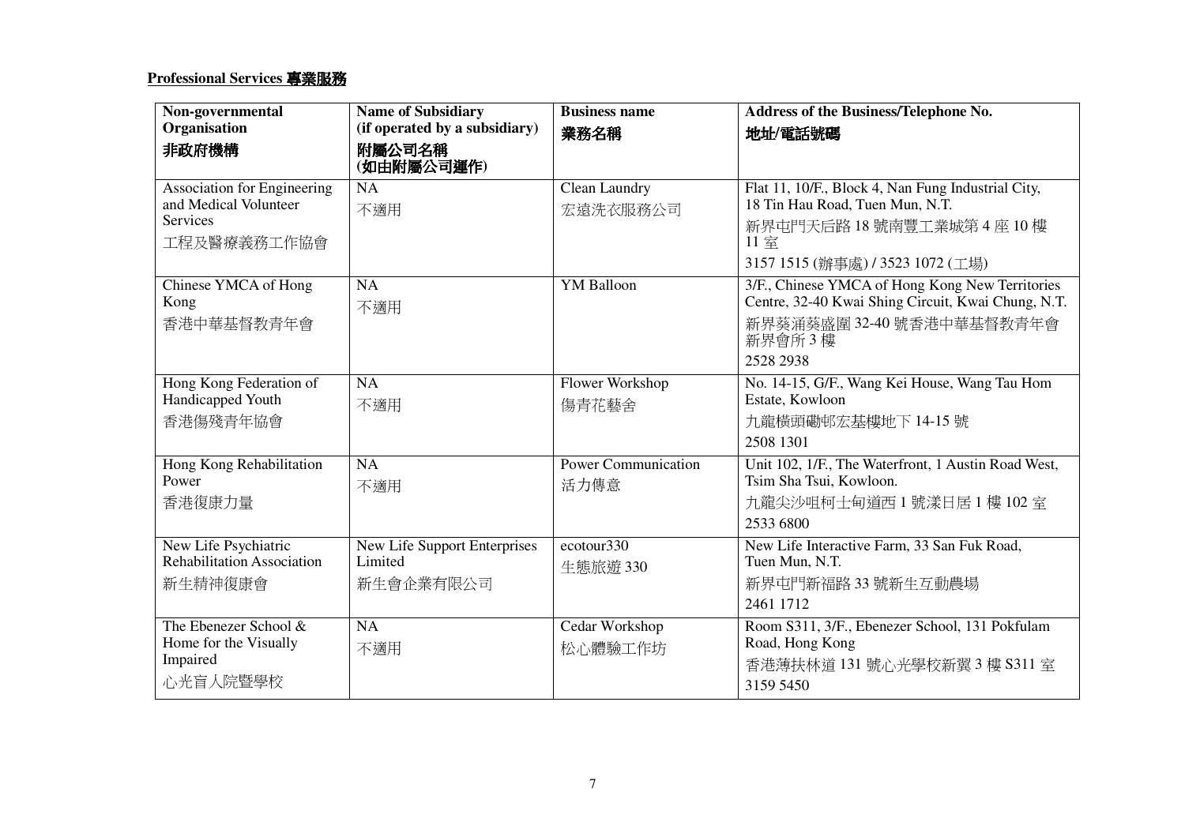**Professional Services 專業服務**

| Non-governmental Organisation<br>非政府機構 | Name of Subsidiary (if operated by a subsidiary)<br>附屬公司名稱 (如由附屬公司運作) | Business name<br>業務名稱 | Address of the Business/Telephone No.<br>地址/電話號碼 |
|---|---|---|---|
| Association for Engineering and Medical Volunteer Services<br>工程及醫療義務工作協會 | NA<br>不適用 | Clean Laundry<br>宏遠洗衣服務公司 | Flat 11, 10/F., Block 4, Nan Fung Industrial City, 18 Tin Hau Road, Tuen Mun, N.T.<br>新界屯門天后路 18 號南豐工業城第 4 座 10 樓 11 室<br>3157 1515 (辦事處) / 3523 1072 (工場) |
| Chinese YMCA of Hong Kong<br>香港中華基督教青年會 | NA<br>不適用 | YM Balloon | 3/F., Chinese YMCA of Hong Kong New Territories Centre, 32-40 Kwai Shing Circuit, Kwai Chung, N.T.<br>新界葵涌葵盛圍 32-40 號香港中華基督教青年會新界會所 3 樓<br>2528 2938 |
| Hong Kong Federation of Handicapped Youth<br>香港傷殘青年協會 | NA<br>不適用 | Flower Workshop<br>傷青花藝舍 | No. 14-15, G/F., Wang Kei House, Wang Tau Hom Estate, Kowloon<br>九龍橫頭磡邨宏基樓地下 14-15 號<br>2508 1301 |
| Hong Kong Rehabilitation Power<br>香港復康力量 | NA<br>不適用 | Power Communication<br>活力傳意 | Unit 102, 1/F., The Waterfront, 1 Austin Road West, Tsim Sha Tsui, Kowloon.<br>九龍尖沙咀柯士甸道西 1 號漾日居 1 樓 102 室<br>2533 6800 |
| New Life Psychiatric Rehabilitation Association<br>新生精神復康會 | New Life Support Enterprises Limited<br>新生會企業有限公司 | ecotour330<br>生態旅遊 330 | New Life Interactive Farm, 33 San Fuk Road, Tuen Mun, N.T.<br>新界屯門新福路 33 號新生互動農場<br>2461 1712 |
| The Ebenezer School & Home for the Visually Impaired<br>心光盲人院暨學校 | NA<br>不適用 | Cedar Workshop<br>松心體驗工作坊 | Room S311, 3/F., Ebenezer School, 131 Pokfulam Road, Hong Kong<br>香港薄扶林道 131 號心光學校新翼 3 樓 S311 室<br>3159 5450 |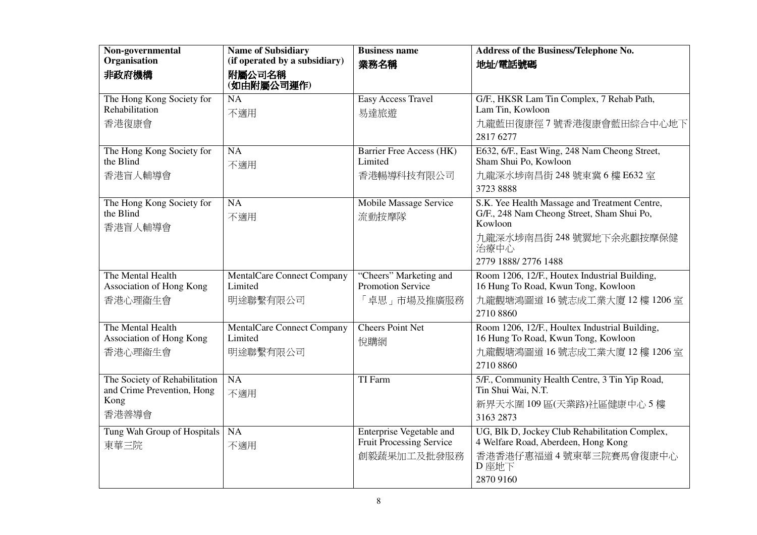| Non-governmental Organisation<br>非政府機構 | Name of Subsidiary (if operated by a subsidiary)<br>附屬公司名稱<br>(如由附屬公司運作) | Business name<br>業務名稱 | Address of the Business/Telephone No.<br>地址/電話號碼 |
|---|---|---|---|
| The Hong Kong Society for Rehabilitation<br>香港復康會 | NA<br>不適用 | Easy Access Travel<br>易達旅遊 | G/F., HKSR Lam Tin Complex, 7 Rehab Path, Lam Tin, Kowloon<br>九龍藍田復康徑 7 號香港復康會藍田綜合中心地下<br>2817 6277 |
| The Hong Kong Society for the Blind<br>香港盲人輔導會 | NA<br>不適用 | Barrier Free Access (HK) Limited<br>香港暢導科技有限公司 | E632, 6/F., East Wing, 248 Nam Cheong Street, Sham Shui Po, Kowloon<br>九龍深水埗南昌街 248 號東翼 6 樓 E632 室<br>3723 8888 |
| The Hong Kong Society for the Blind<br>香港盲人輔導會 | NA<br>不適用 | Mobile Massage Service<br>流動按摩隊 | S.K. Yee Health Massage and Treatment Centre, G/F., 248 Nam Cheong Street, Sham Shui Po, Kowloon<br>九龍深水埗南昌街 248 號翼地下余兆麒按摩保健治療中心<br>2779 1888/ 2776 1488 |
| The Mental Health Association of Hong Kong<br>香港心理衞生會 | MentalCare Connect Company Limited<br>明途聯繫有限公司 | "Cheers" Marketing and Promotion Service<br>「卓思」市場及推廣服務 | Room 1206, 12/F., Houtex Industrial Building, 16 Hung To Road, Kwun Tong, Kowloon<br>九龍觀塘鴻圖道 16 號志成工業大廈 12 樓 1206 室<br>2710 8860 |
| The Mental Health Association of Hong Kong<br>香港心理衞生會 | MentalCare Connect Company Limited<br>明途聯繫有限公司 | Cheers Point Net<br>悅購網 | Room 1206, 12/F., Houltex Industrial Building, 16 Hung To Road, Kwun Tong, Kowloon<br>九龍觀塘鴻圖道 16 號志成工業大廈 12 樓 1206 室<br>2710 8860 |
| The Society of Rehabilitation and Crime Prevention, Hong Kong<br>香港善導會 | NA<br>不適用 | TI Farm | 5/F., Community Health Centre, 3 Tin Yip Road, Tin Shui Wai, N.T.<br>新界天水圍 109 區(天業路)社區健康中心 5 樓<br>3163 2873 |
| Tung Wah Group of Hospitals<br>東華三院 | NA<br>不適用 | Enterprise Vegetable and Fruit Processing Service<br>創毅蔬果加工及批發服務 | UG, Blk D, Jockey Club Rehabilitation Complex, 4 Welfare Road, Aberdeen, Hong Kong<br>香港香港仔惠福道 4 號東華三院賽馬會復康中心 D 座地下<br>2870 9160 |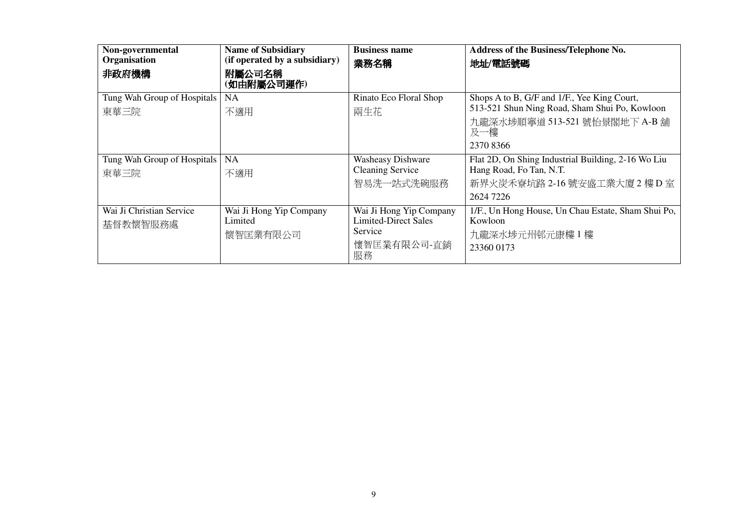| Non-governmental Organisation<br>**非政府機構** | Name of Subsidiary (if operated by a subsidiary)<br>**附屬公司名稱 (如由附屬公司運作)** | Business name<br>**業務名稱** | Address of the Business/Telephone No.<br>**地址/電話號碼** |
|---|---|---|---|
| Tung Wah Group of Hospitals<br>東華三院 | NA<br>不適用 | Rinato Eco Floral Shop<br>兩生花 | Shops A to B, G/F and 1/F., Yee King Court, 513-521 Shun Ning Road, Sham Shui Po, Kowloon<br>九龍深水埗順寧道 513-521 號怡景閣地下 A-B 舖及一樓<br>2370 8366 |
| Tung Wah Group of Hospitals<br>東華三院 | NA<br>不適用 | Washeasy Dishware Cleaning Service<br>智易洗一站式洗碗服務 | Flat 2D, On Shing Industrial Building, 2-16 Wo Liu Hang Road, Fo Tan, N.T.<br>新界火炭禾寮坑路 2-16 號安盛工業大廈 2 樓 D 室<br>2624 7226 |
| Wai Ji Christian Service<br>基督教懷智服務處 | Wai Ji Hong Yip Company Limited<br>懷智匡業有限公司 | Wai Ji Hong Yip Company Limited-Direct Sales Service<br>懷智匡業有限公司-直銷服務 | 1/F., Un Hong House, Un Chau Estate, Sham Shui Po, Kowloon<br>九龍深水埗元州邨元康樓 1 樓<br>23360 0173 |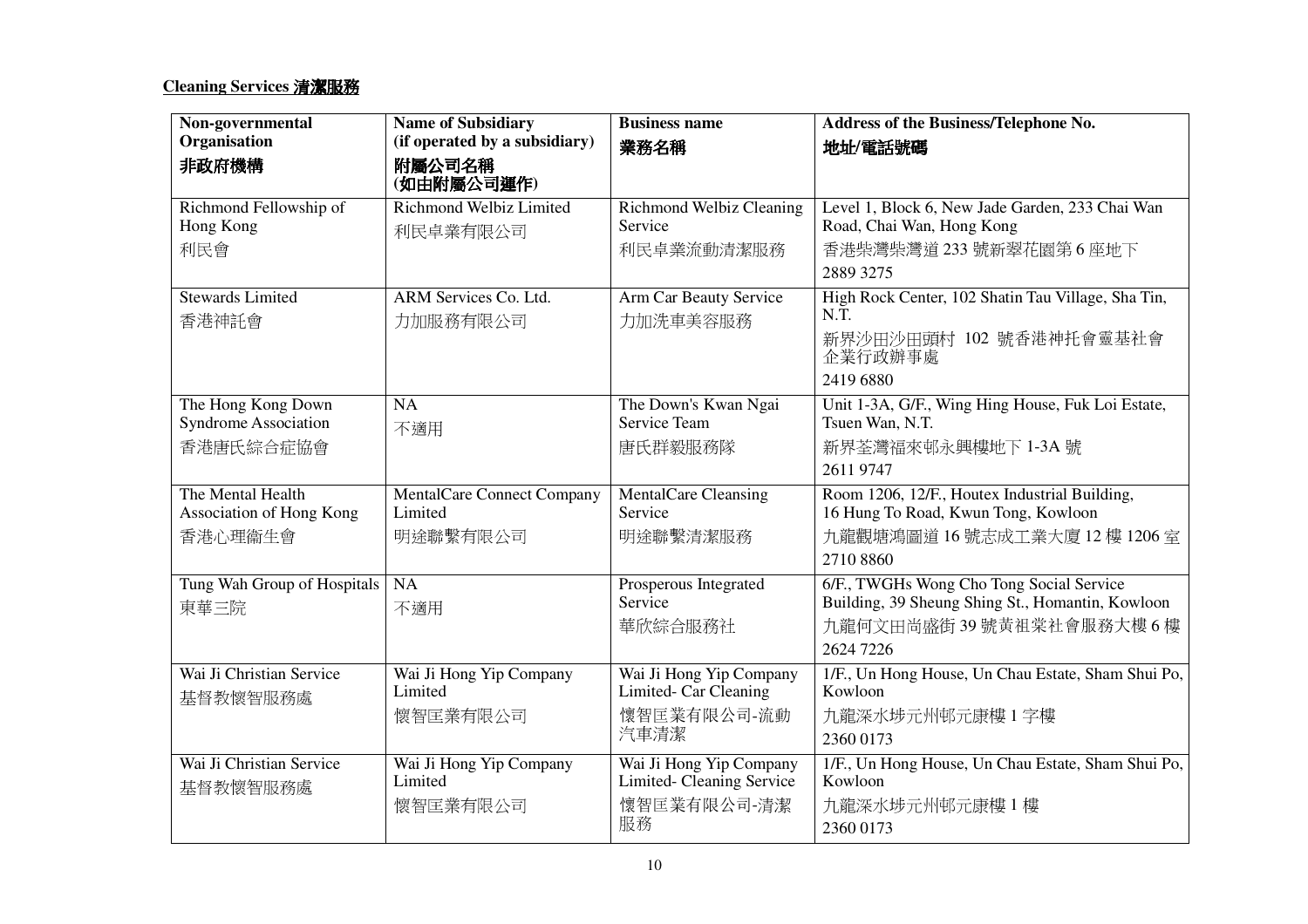**Cleaning Services 清潔服務**

| Non-governmental Organisation 非政府機構 | Name of Subsidiary (if operated by a subsidiary) 附屬公司名稱 (如由附屬公司運作) | Business name 業務名稱 | Address of the Business/Telephone No. 地址/電話號碼 |
| --- | --- | --- | --- |
| Richmond Fellowship of Hong Kong 利民會 | Richmond Welbiz Limited 利民卓業有限公司 | Richmond Welbiz Cleaning Service 利民卓業流動清潔服務 | Level 1, Block 6, New Jade Garden, 233 Chai Wan Road, Chai Wan, Hong Kong 香港柴灣柴灣道 233 號新翠花園第 6 座地下 2889 3275 |
| Stewards Limited 香港神託會 | ARM Services Co. Ltd. 力加服務有限公司 | Arm Car Beauty Service 力加洗車美容服務 | High Rock Center, 102 Shatin Tau Village, Sha Tin, N.T. 新界沙田沙田頭村 102 號香港神托會靈基社會企業行政辦事處 2419 6880 |
| The Hong Kong Down Syndrome Association 香港唐氏綜合症協會 | NA 不適用 | The Down's Kwan Ngai Service Team 唐氏群毅服務隊 | Unit 1-3A, G/F., Wing Hing House, Fuk Loi Estate, Tsuen Wan, N.T. 新界荃灣福來邨永興樓地下 1-3A 號 2611 9747 |
| The Mental Health Association of Hong Kong 香港心理衞生會 | MentalCare Connect Company Limited 明途聯繫有限公司 | MentalCare Cleansing Service 明途聯繫清潔服務 | Room 1206, 12/F., Houtex Industrial Building, 16 Hung To Road, Kwun Tong, Kowloon 九龍觀塘鴻圖道 16 號志成工業大廈 12 樓 1206 室 2710 8860 |
| Tung Wah Group of Hospitals 東華三院 | NA 不適用 | Prosperous Integrated Service 華欣綜合服務社 | 6/F., TWGHs Wong Cho Tong Social Service Building, 39 Sheung Shing St., Homantin, Kowloon 九龍何文田尚盛街 39 號黃祖棠社會服務大樓 6 樓 2624 7226 |
| Wai Ji Christian Service 基督教懷智服務處 | Wai Ji Hong Yip Company Limited 懷智匡業有限公司 | Wai Ji Hong Yip Company Limited- Car Cleaning 懷智匡業有限公司-流動汽車清潔 | 1/F., Un Hong House, Un Chau Estate, Sham Shui Po, Kowloon 九龍深水埗元州邨元康樓 1 字樓 2360 0173 |
| Wai Ji Christian Service 基督教懷智服務處 | Wai Ji Hong Yip Company Limited 懷智匡業有限公司 | Wai Ji Hong Yip Company Limited- Cleaning Service 懷智匡業有限公司-清潔服務 | 1/F., Un Hong House, Un Chau Estate, Sham Shui Po, Kowloon 九龍深水埗元州邨元康樓 1 樓 2360 0173 |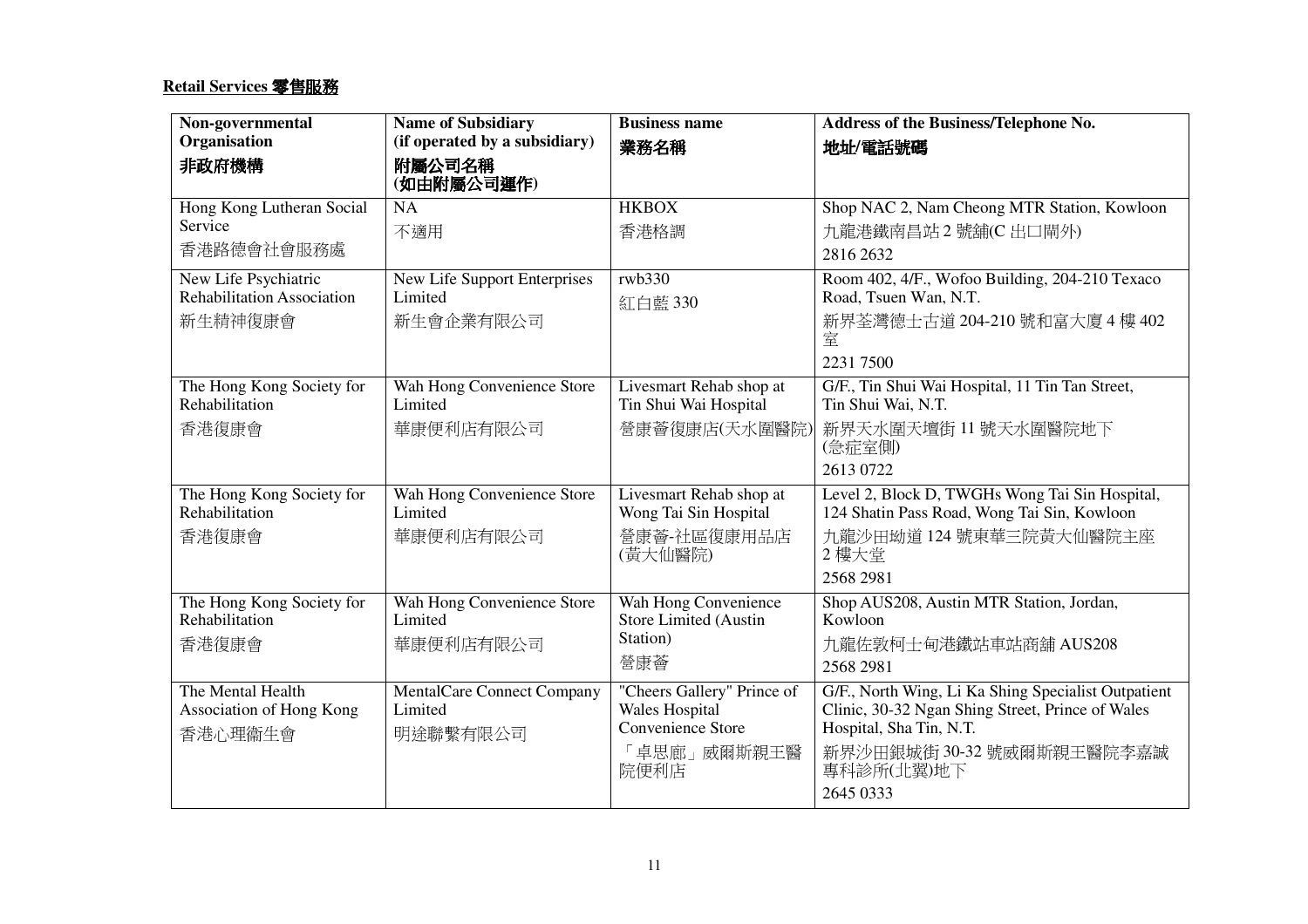**Retail Services 零售服務**

| Non-governmental Organisation<br>非政府機構 | Name of Subsidiary (if operated by a subsidiary)<br>附屬公司名稱<br>(如由附屬公司運作) | Business name<br>業務名稱 | Address of the Business/Telephone No.<br>地址/電話號碼 |
|---|---|---|---|
| Hong Kong Lutheran Social Service<br>香港路德會社會服務處 | NA<br>不適用 | HKBOX<br>香港格調 | Shop NAC 2, Nam Cheong MTR Station, Kowloon<br>九龍港鐵南昌站 2 號舖(C 出口閘外)<br>2816 2632 |
| New Life Psychiatric Rehabilitation Association<br>新生精神復康會 | New Life Support Enterprises Limited<br>新生會企業有限公司 | rwb330<br>紅白藍 330 | Room 402, 4/F., Wofoo Building, 204-210 Texaco Road, Tsuen Wan, N.T.<br>新界荃灣德士古道 204-210 號和富大廈 4 樓 402 室<br>2231 7500 |
| The Hong Kong Society for Rehabilitation<br>香港復康會 | Wah Hong Convenience Store Limited<br>華康便利店有限公司 | Livesmart Rehab shop at Tin Shui Wai Hospital<br>營康薈復康店(天水圍醫院) | G/F., Tin Shui Wai Hospital, 11 Tin Tan Street, Tin Shui Wai, N.T.<br>新界天水圍天壇街 11 號天水圍醫院地下(急症室側)<br>2613 0722 |
| The Hong Kong Society for Rehabilitation<br>香港復康會 | Wah Hong Convenience Store Limited<br>華康便利店有限公司 | Livesmart Rehab shop at Wong Tai Sin Hospital<br>營康薈-社區復康用品店(黃大仙醫院) | Level 2, Block D, TWGHs Wong Tai Sin Hospital, 124 Shatin Pass Road, Wong Tai Sin, Kowloon<br>九龍沙田坳道 124 號東華三院黃大仙醫院主座 2 樓大堂<br>2568 2981 |
| The Hong Kong Society for Rehabilitation<br>香港復康會 | Wah Hong Convenience Store Limited<br>華康便利店有限公司 | Wah Hong Convenience Store Limited (Austin Station)<br>營康薈 | Shop AUS208, Austin MTR Station, Jordan, Kowloon<br>九龍佐敦柯士甸港鐵站車站商舖 AUS208<br>2568 2981 |
| The Mental Health Association of Hong Kong<br>香港心理衞生會 | MentalCare Connect Company Limited<br>明途聯繫有限公司 | "Cheers Gallery" Prince of Wales Hospital Convenience Store<br>「卓思廊」威爾斯親王醫院便利店 | G/F., North Wing, Li Ka Shing Specialist Outpatient Clinic, 30-32 Ngan Shing Street, Prince of Wales Hospital, Sha Tin, N.T.<br>新界沙田銀城街 30-32 號威爾斯親王醫院李嘉誠專科診所(北翼)地下<br>2645 0333 |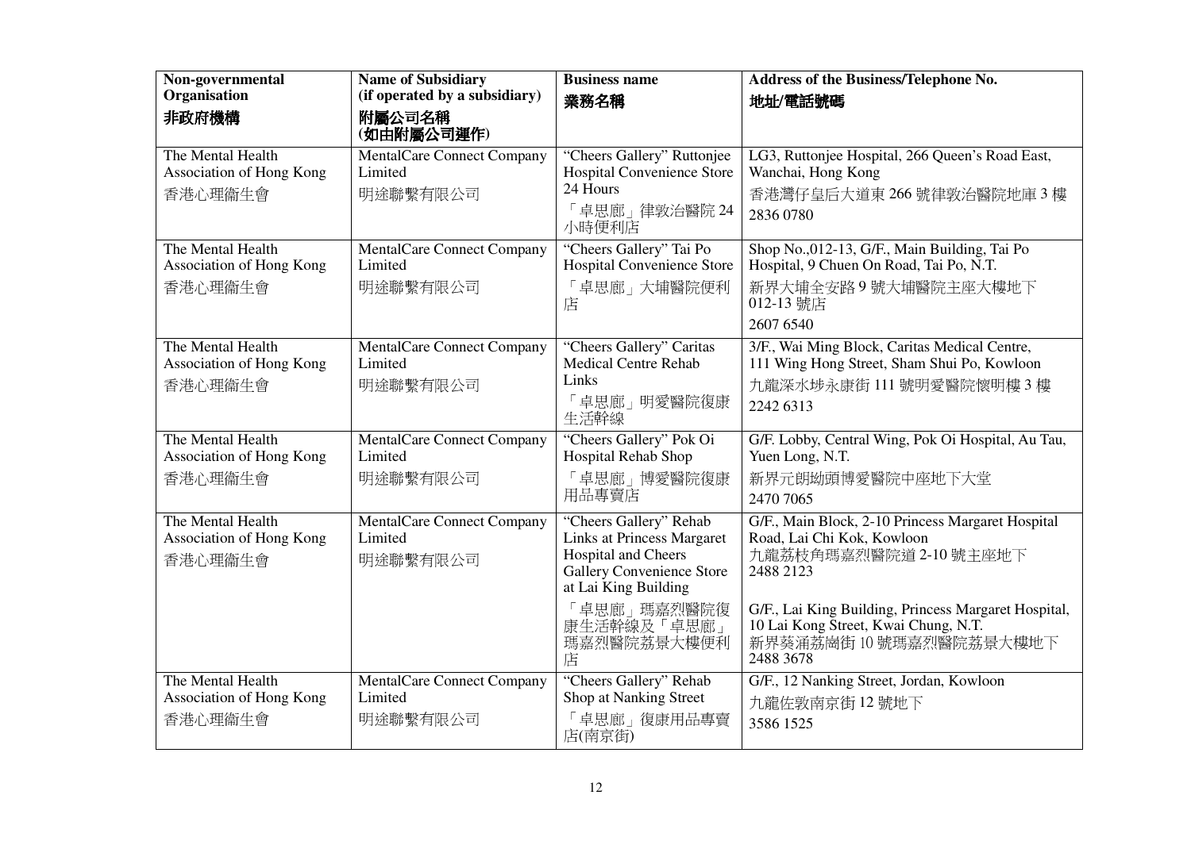| Non-governmental Organisation<br>非政府機構 | Name of Subsidiary (if operated by a subsidiary)<br>附屬公司名稱<br>(如由附屬公司運作) | Business name<br>業務名稱 | Address of the Business/Telephone No.<br>地址/電話號碼 |
|---|---|---|---|
| The Mental Health Association of Hong Kong<br>香港心理衞生會 | MentalCare Connect Company Limited<br>明途聯繫有限公司 | "Cheers Gallery" Ruttonjee Hospital Convenience Store 24 Hours<br>「卓思廊」律敦治醫院 24 小時便利店 | LG3, Ruttonjee Hospital, 266 Queen's Road East, Wanchai, Hong Kong<br>香港灣仔皇后大道東 266 號律敦治醫院地庫 3 樓<br>2836 0780 |
| The Mental Health Association of Hong Kong<br>香港心理衞生會 | MentalCare Connect Company Limited<br>明途聯繫有限公司 | "Cheers Gallery" Tai Po Hospital Convenience Store<br>「卓思廊」大埔醫院便利店 | Shop No.,012-13, G/F., Main Building, Tai Po Hospital, 9 Chuen On Road, Tai Po, N.T.<br>新界大埔全安路 9 號大埔醫院主座大樓地下 012-13 號店<br>2607 6540 |
| The Mental Health Association of Hong Kong<br>香港心理衞生會 | MentalCare Connect Company Limited<br>明途聯繫有限公司 | "Cheers Gallery" Caritas Medical Centre Rehab Links<br>「卓思廊」明愛醫院復康生活幹線 | 3/F., Wai Ming Block, Caritas Medical Centre, 111 Wing Hong Street, Sham Shui Po, Kowloon<br>九龍深水埗永康街 111 號明愛醫院懷明樓 3 樓<br>2242 6313 |
| The Mental Health Association of Hong Kong<br>香港心理衞生會 | MentalCare Connect Company Limited<br>明途聯繫有限公司 | "Cheers Gallery" Pok Oi Hospital Rehab Shop<br>「卓思廊」博愛醫院復康用品專賣店 | G/F. Lobby, Central Wing, Pok Oi Hospital, Au Tau, Yuen Long, N.T.<br>新界元朗坳頭博愛醫院中座地下大堂<br>2470 7065 |
| The Mental Health Association of Hong Kong<br>香港心理衞生會 | MentalCare Connect Company Limited<br>明途聯繫有限公司 | "Cheers Gallery" Rehab Links at Princess Margaret Hospital and Cheers Gallery Convenience Store at Lai King Building<br>「卓思廊」瑪嘉烈醫院復康生活幹線及「卓思廊」瑪嘉烈醫院荔景大樓便利店 | G/F., Main Block, 2-10 Princess Margaret Hospital Road, Lai Chi Kok, Kowloon<br>九龍荔枝角瑪嘉烈醫院道 2-10 號主座地下<br>2488 2123<br><br>G/F., Lai King Building, Princess Margaret Hospital, 10 Lai Kong Street, Kwai Chung, N.T.<br>新界葵涌荔崗街 10 號瑪嘉烈醫院荔景大樓地下<br>2488 3678 |
| The Mental Health Association of Hong Kong<br>香港心理衞生會 | MentalCare Connect Company Limited<br>明途聯繫有限公司 | "Cheers Gallery" Rehab Shop at Nanking Street<br>「卓思廊」復康用品專賣店(南京街) | G/F., 12 Nanking Street, Jordan, Kowloon<br>九龍佐敦南京街 12 號地下<br>3586 1525 |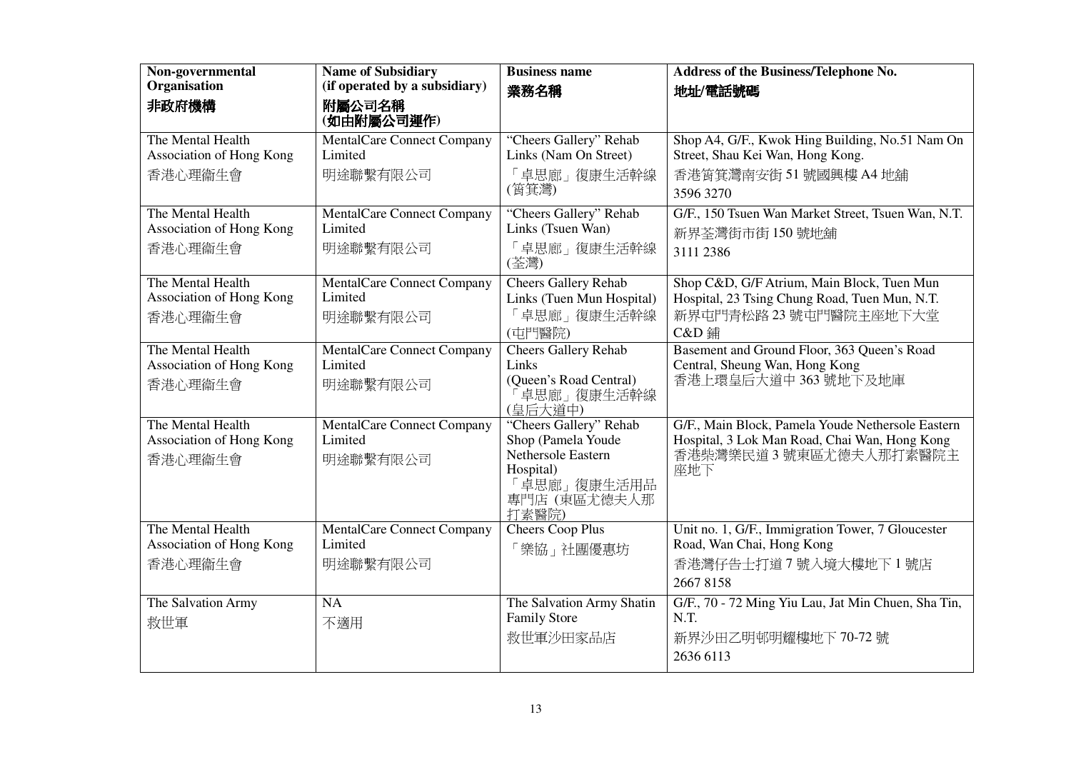| Non-governmental Organisation 非政府機構 | Name of Subsidiary (if operated by a subsidiary) 附屬公司名稱 (如由附屬公司運作) | Business name 業務名稱 | Address of the Business/Telephone No. 地址/電話號碼 |
|---|---|---|---|
| The Mental Health Association of Hong Kong 香港心理衞生會 | MentalCare Connect Company Limited 明途聯繫有限公司 | "Cheers Gallery" Rehab Links (Nam On Street) 「卓思廊」復康生活幹線 (筲箕灣) | Shop A4, G/F., Kwok Hing Building, No.51 Nam On Street, Shau Kei Wan, Hong Kong. 香港筲箕灣南安街 51 號國興樓 A4 地舖 3596 3270 |
| The Mental Health Association of Hong Kong 香港心理衞生會 | MentalCare Connect Company Limited 明途聯繫有限公司 | "Cheers Gallery" Rehab Links (Tsuen Wan) 「卓思廊」復康生活幹線 (荃灣) | G/F., 150 Tsuen Wan Market Street, Tsuen Wan, N.T. 新界荃灣街市街 150 號地舖 3111 2386 |
| The Mental Health Association of Hong Kong 香港心理衞生會 | MentalCare Connect Company Limited 明途聯繫有限公司 | Cheers Gallery Rehab Links (Tuen Mun Hospital) 「卓思廊」復康生活幹線 (屯門醫院) | Shop C&D, G/F Atrium, Main Block, Tuen Mun Hospital, 23 Tsing Chung Road, Tuen Mun, N.T. 新界屯門青松路 23 號屯門醫院主座地下大堂 C&D 鋪 |
| The Mental Health Association of Hong Kong 香港心理衞生會 | MentalCare Connect Company Limited 明途聯繫有限公司 | Cheers Gallery Rehab Links (Queen's Road Central) 「卓思廊」復康生活幹線 (皇后大道中) | Basement and Ground Floor, 363 Queen's Road Central, Sheung Wan, Hong Kong 香港上環皇后大道中 363 號地下及地庫 |
| The Mental Health Association of Hong Kong 香港心理衞生會 | MentalCare Connect Company Limited 明途聯繫有限公司 | "Cheers Gallery" Rehab Shop (Pamela Youde Nethersole Eastern Hospital) 「卓思廊」復康生活用品專門店 (東區尤德夫人那打素醫院) | G/F., Main Block, Pamela Youde Nethersole Eastern Hospital, 3 Lok Man Road, Chai Wan, Hong Kong 香港柴灣樂民道 3 號東區尤德夫人那打素醫院主座地下 |
| The Mental Health Association of Hong Kong 香港心理衞生會 | MentalCare Connect Company Limited 明途聯繫有限公司 | Cheers Coop Plus 「樂協」社團優惠坊 | Unit no. 1, G/F., Immigration Tower, 7 Gloucester Road, Wan Chai, Hong Kong 香港灣仔告士打道 7 號入境大樓地下 1 號店 2667 8158 |
| The Salvation Army 救世軍 | NA 不適用 | The Salvation Army Shatin Family Store 救世軍沙田家品店 | G/F., 70 - 72 Ming Yiu Lau, Jat Min Chuen, Sha Tin, N.T. 新界沙田乙明邨明耀樓地下 70-72 號 2636 6113 |